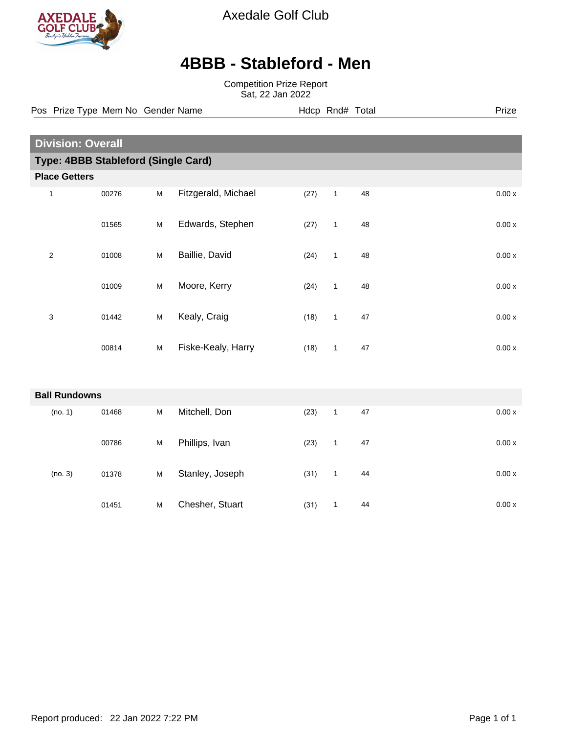Axedale Golf Club

# 4BBB - Stableford - Men

Competition Prize Report
Sat, 22 Jan 2022

## Division: Overall

### Type: 4BBB Stableford (Single Card)

#### Place Getters

| Pos | Prize Type | Mem No | Gender | Name | Hdcp | Rnd# | Total | Prize |
|---|---|---|---|---|---|---|---|---|
| 1 | | 00276 | M | Fitzgerald, Michael | (27) | 1 | 48 | 0.00 x |
| | | 01565 | M | Edwards, Stephen | (27) | 1 | 48 | 0.00 x |
| 2 | | 01008 | M | Baillie, David | (24) | 1 | 48 | 0.00 x |
| | | 01009 | M | Moore, Kerry | (24) | 1 | 48 | 0.00 x |
| 3 | | 01442 | M | Kealy, Craig | (18) | 1 | 47 | 0.00 x |
| | | 00814 | M | Fiske-Kealy, Harry | (18) | 1 | 47 | 0.00 x |

#### Ball Rundowns

| Pos | Prize Type | Mem No | Gender | Name | Hdcp | Rnd# | Total | Prize |
|---|---|---|---|---|---|---|---|---|
| (no. 1) | | 01468 | M | Mitchell, Don | (23) | 1 | 47 | 0.00 x |
| | | 00786 | M | Phillips, Ivan | (23) | 1 | 47 | 0.00 x |
| (no. 3) | | 01378 | M | Stanley, Joseph | (31) | 1 | 44 | 0.00 x |
| | | 01451 | M | Chesher, Stuart | (31) | 1 | 44 | 0.00 x |

Report produced: 22 Jan 2022 7:22 PM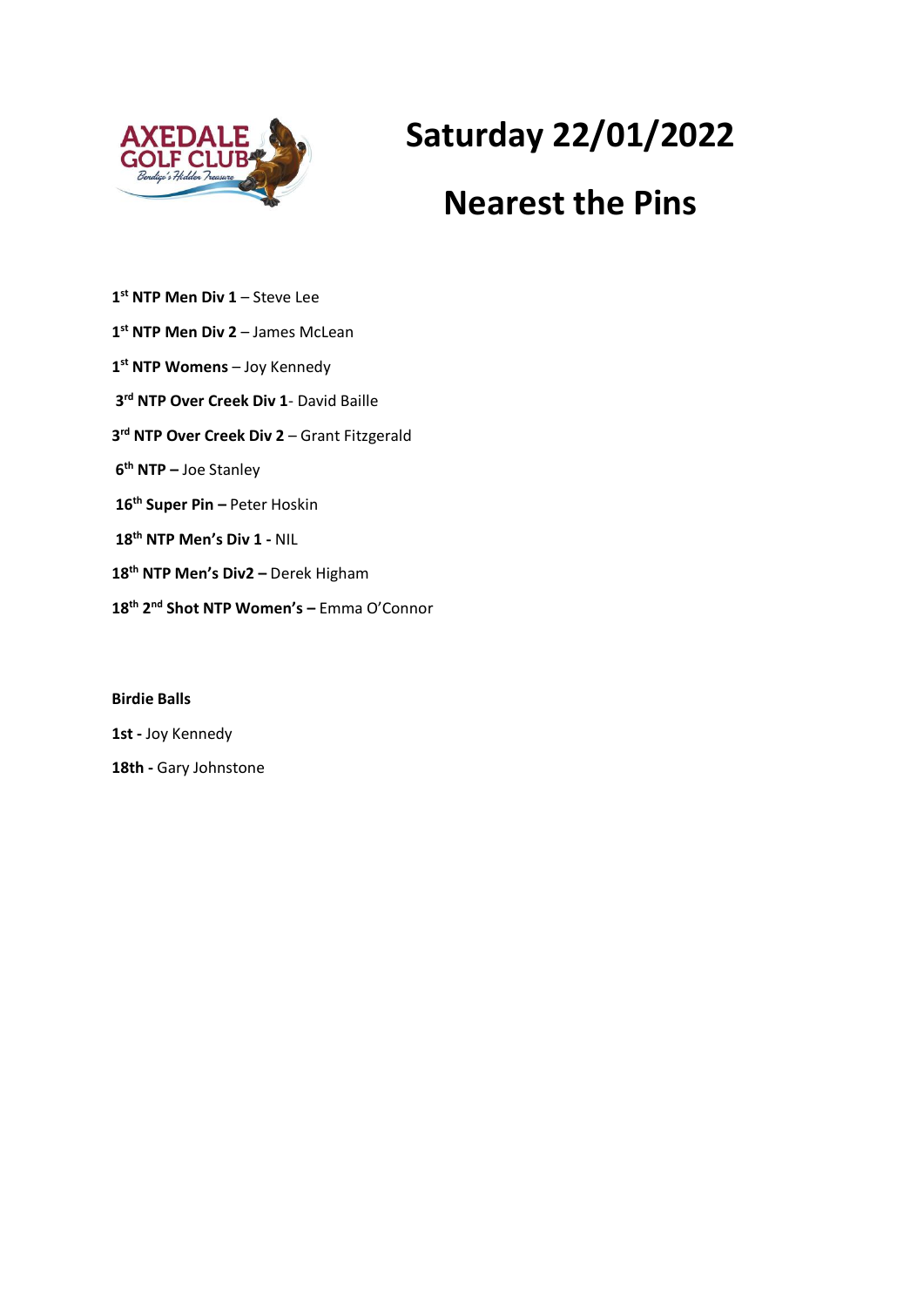# Saturday 22/01/2022

# Nearest the Pins

**1st NTP Men Div 1** – Steve Lee

**1st NTP Men Div 2** – James McLean

**1st NTP Womens** – Joy Kennedy

**3rd NTP Over Creek Div 1**- David Baille

**3rd NTP Over Creek Div 2** – Grant Fitzgerald

**6th NTP –** Joe Stanley

**16th Super Pin –** Peter Hoskin

**18th NTP Men's Div 1 -** NIL

**18th NTP Men's Div2 –** Derek Higham

**18th 2nd Shot NTP Women's –** Emma O'Connor

**Birdie Balls**

**1st -** Joy Kennedy

**18th -** Gary Johnstone